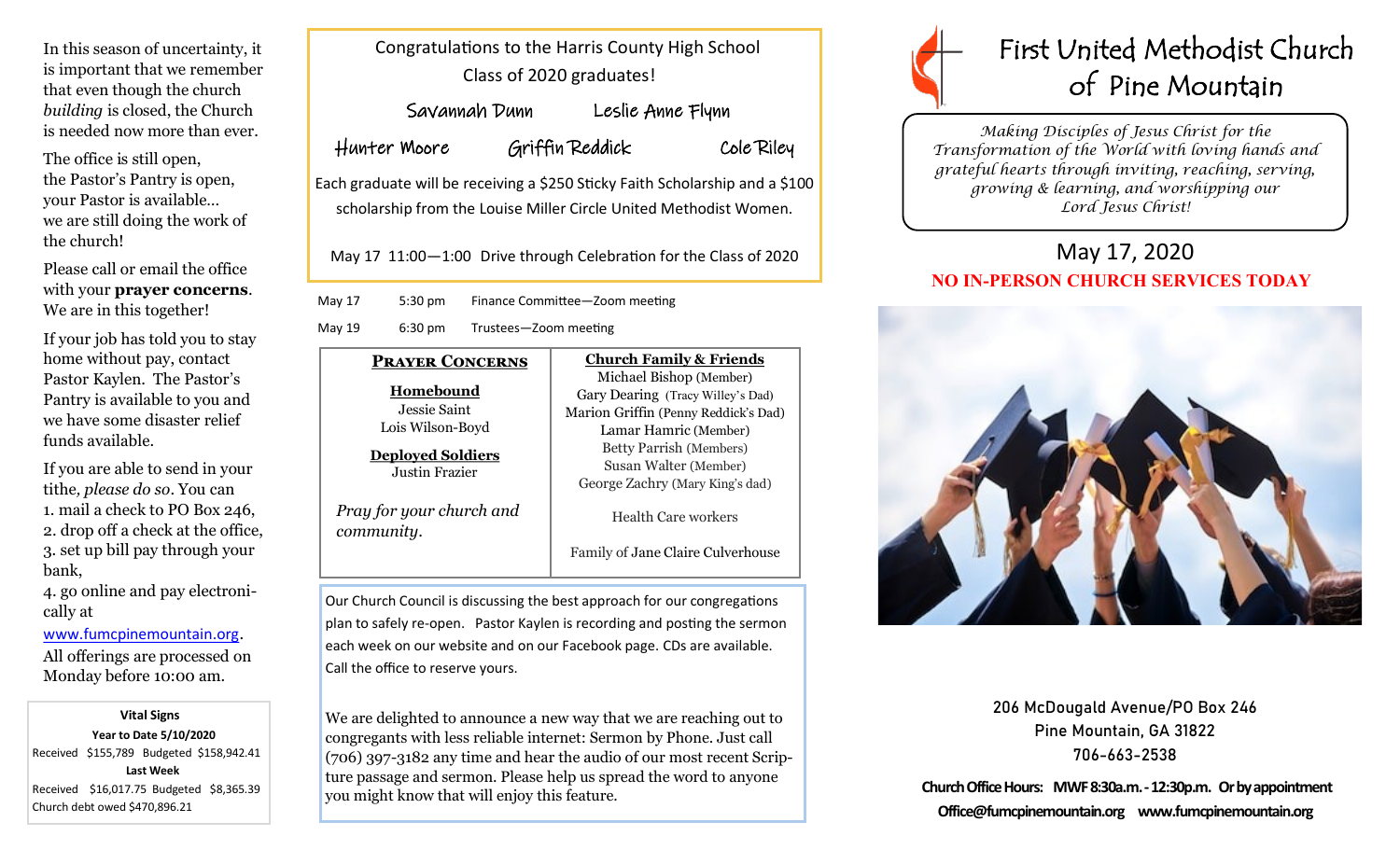In this season of uncertainty, it is important that we remember that even though the church *building* is closed, the Church is needed now more than ever.

The office is still open,
the Pastor's Pantry is open,
your Pastor is available…
we are still doing the work of the church!

Please call or email the office with your **prayer concerns**. We are in this together!

If your job has told you to stay home without pay, contact Pastor Kaylen. The Pastor's Pantry is available to you and we have some disaster relief funds available.

If you are able to send in your tithe, *please do so*. You can
1. mail a check to PO Box 246,
2. drop off a check at the office,
3. set up bill pay through your bank,
4. go online and pay electronically at www.fumcpinemountain.org.

All offerings are processed on Monday before 10:00 am.

**Vital Signs**
**Year to Date 5/10/2020**
Received $155,789 Budgeted $158,942.41
**Last Week**
Received $16,017.75 Budgeted $8,365.39
Church debt owed $470,896.21

Congratulations to the Harris County High School Class of 2020 graduates!

Savannah Dunn Leslie Anne Flynn
Hunter Moore Griffin Reddick Cole Riley

Each graduate will be receiving a $250 Sticky Faith Scholarship and a $100 scholarship from the Louise Miller Circle United Methodist Women.

May 17 11:00—1:00 Drive through Celebration for the Class of 2020

May 17 5:30 pm Finance Committee—Zoom meeting
May 19 6:30 pm Trustees—Zoom meeting

## Prayer Concerns

**Homebound**
Jessie Saint
Lois Wilson-Boyd

**Deployed Soldiers**
Justin Frazier

*Pray for your church and community.*

**Church Family & Friends**
Michael Bishop (Member)
Gary Dearing (Tracy Willey's Dad)
Marion Griffin (Penny Reddick's Dad)
Lamar Hamric (Member)
Betty Parrish (Members)
Susan Walter (Member)
George Zachry (Mary King's dad)

Health Care workers

Family of Jane Claire Culverhouse

Our Church Council is discussing the best approach for our congregations plan to safely re-open. Pastor Kaylen is recording and posting the sermon each week on our website and on our Facebook page. CDs are available. Call the office to reserve yours.

We are delighted to announce a new way that we are reaching out to congregants with less reliable internet: Sermon by Phone. Just call (706) 397-3182 any time and hear the audio of our most recent Scripture passage and sermon. Please help us spread the word to anyone you might know that will enjoy this feature.

# First United Methodist Church of Pine Mountain

*Making Disciples of Jesus Christ for the Transformation of the World with loving hands and grateful hearts through inviting, reaching, serving, growing & learning, and worshipping our Lord Jesus Christ!*

## May 17, 2020

**NO IN-PERSON CHURCH SERVICES TODAY**

206 McDougald Avenue/PO Box 246
Pine Mountain, GA 31822
706-663-2538

**Church Office Hours: MWF 8:30a.m. - 12:30p.m. Or by appointment**
**Office@fumcpinemountain.org www.fumcpinemountain.org**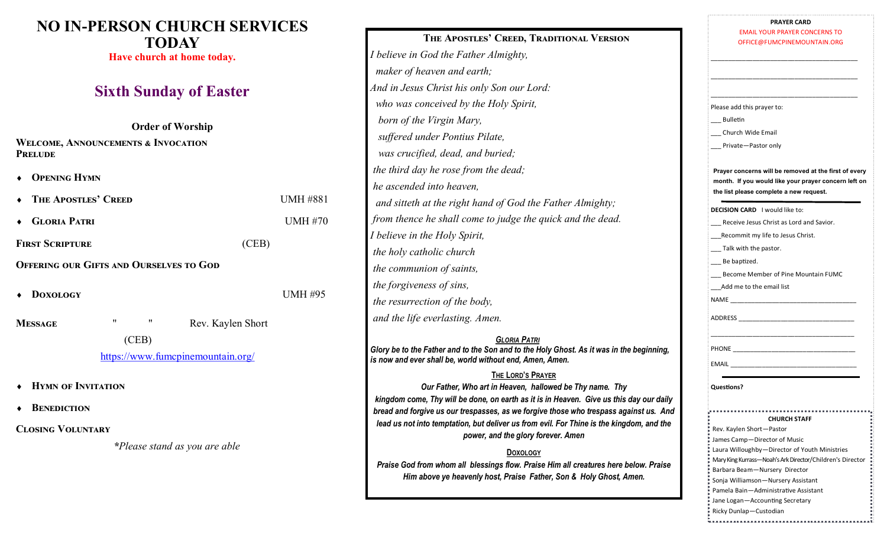# NO IN-PERSON CHURCH SERVICES TODAY

**Have church at home today.**

## Sixth Sunday of Easter

### Order of Worship

**WELCOME, ANNOUNCEMENTS & INVOCATION**

**PRELUDE**

- **OPENING HYMN**
- **THE APOSTLES' CREED** UMH #881
- **GLORIA PATRI** UMH #70

**FIRST SCRIPTURE** (CEB)

**OFFERING OUR GIFTS AND OURSELVES TO GOD**

- **DOXOLOGY** UMH #95

**MESSAGE** " " Rev. Kaylen Short

(CEB)

https://www.fumcpinemountain.org/

- **HYMN OF INVITATION**
- **BENEDICTION**

**CLOSING VOLUNTARY**

*\*Please stand as you are able*

### THE APOSTLES' CREED, TRADITIONAL VERSION

*I believe in God the Father Almighty,*
*maker of heaven and earth;*
*And in Jesus Christ his only Son our Lord:*
*who was conceived by the Holy Spirit,*
*born of the Virgin Mary,*
*suffered under Pontius Pilate,*
*was crucified, dead, and buried;*
*the third day he rose from the dead;*
*he ascended into heaven,*
*and sitteth at the right hand of God the Father Almighty;*
*from thence he shall come to judge the quick and the dead.*
*I believe in the Holy Spirit,*
*the holy catholic church*
*the communion of saints,*
*the forgiveness of sins,*
*the resurrection of the body,*
*and the life everlasting. Amen.*

**GLORIA PATRI**

***Glory be to the Father and to the Son and to the Holy Ghost. As it was in the beginning, is now and ever shall be, world without end, Amen, Amen.***

**THE LORD'S PRAYER**

***Our Father, Who art in Heaven, hallowed be Thy name. Thy kingdom come, Thy will be done, on earth as it is in Heaven. Give us this day our daily bread and forgive us our trespasses, as we forgive those who trespass against us. And lead us not into temptation, but deliver us from evil. For Thine is the kingdom, and the power, and the glory forever. Amen***

**DOXOLOGY**

***Praise God from whom all blessings flow. Praise Him all creatures here below. Praise Him above ye heavenly host, Praise Father, Son & Holy Ghost, Amen.***

**PRAYER CARD**

EMAIL YOUR PRAYER CONCERNS TO OFFICE@FUMCPINEMOUNTAIN.ORG

______________________________

______________________________

______________________________

Please add this prayer to:

___ Bulletin

___ Church Wide Email

___ Private—Pastor only

**Prayer concerns will be removed at the first of every month. If you would like your prayer concern left on the list please complete a new request.**

**DECISION CARD** I would like to:

___ Receive Jesus Christ as Lord and Savior.

___Recommit my life to Jesus Christ.

___ Talk with the pastor.

___ Be baptized.

___ Become Member of Pine Mountain FUMC

___Add me to the email list

NAME ______________________________

ADDRESS ______________________________

______________________________

PHONE ______________________________

EMAIL ______________________________

**Questions?**

**CHURCH STAFF**

Rev. Kaylen Short—Pastor
James Camp—Director of Music
Laura Willoughby—Director of Youth Ministries
Mary King Kurrass—Noah's Ark Director/Children's Director
Barbara Beam—Nursery Director
Sonja Williamson—Nursery Assistant
Pamela Bain—Administrative Assistant
Jane Logan—Accounting Secretary
Ricky Dunlap—Custodian